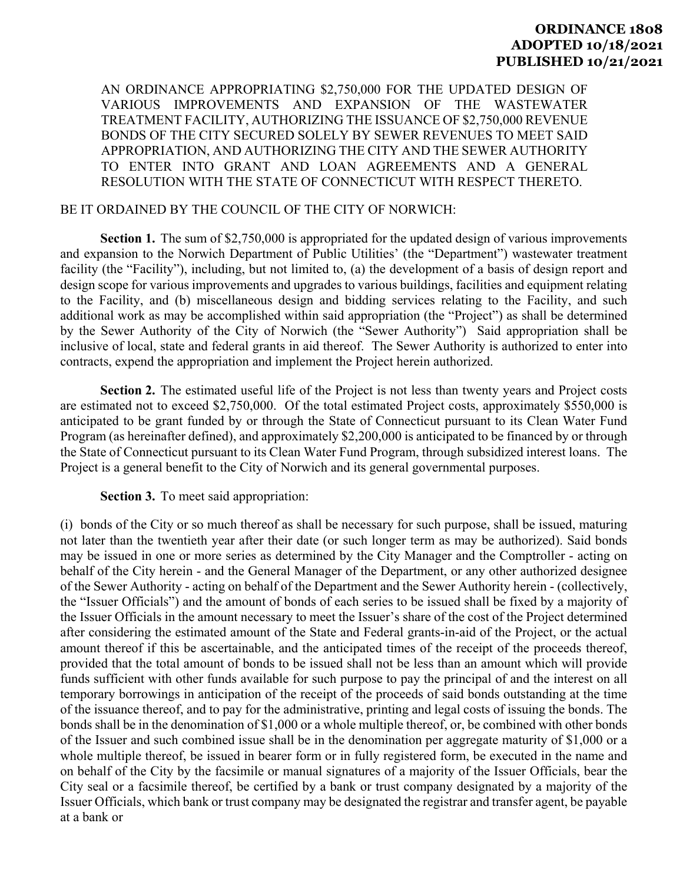**ORDINANCE 1808**
**ADOPTED 10/18/2021**
**PUBLISHED 10/21/2021**

AN ORDINANCE APPROPRIATING $2,750,000 FOR THE UPDATED DESIGN OF VARIOUS IMPROVEMENTS AND EXPANSION OF THE WASTEWATER TREATMENT FACILITY, AUTHORIZING THE ISSUANCE OF $2,750,000 REVENUE BONDS OF THE CITY SECURED SOLELY BY SEWER REVENUES TO MEET SAID APPROPRIATION, AND AUTHORIZING THE CITY AND THE SEWER AUTHORITY TO ENTER INTO GRANT AND LOAN AGREEMENTS AND A GENERAL RESOLUTION WITH THE STATE OF CONNECTICUT WITH RESPECT THERETO.

BE IT ORDAINED BY THE COUNCIL OF THE CITY OF NORWICH:

**Section 1.** The sum of $2,750,000 is appropriated for the updated design of various improvements and expansion to the Norwich Department of Public Utilities' (the "Department") wastewater treatment facility (the "Facility"), including, but not limited to, (a) the development of a basis of design report and design scope for various improvements and upgrades to various buildings, facilities and equipment relating to the Facility, and (b) miscellaneous design and bidding services relating to the Facility, and such additional work as may be accomplished within said appropriation (the "Project") as shall be determined by the Sewer Authority of the City of Norwich (the "Sewer Authority") Said appropriation shall be inclusive of local, state and federal grants in aid thereof. The Sewer Authority is authorized to enter into contracts, expend the appropriation and implement the Project herein authorized.

**Section 2.** The estimated useful life of the Project is not less than twenty years and Project costs are estimated not to exceed $2,750,000. Of the total estimated Project costs, approximately $550,000 is anticipated to be grant funded by or through the State of Connecticut pursuant to its Clean Water Fund Program (as hereinafter defined), and approximately $2,200,000 is anticipated to be financed by or through the State of Connecticut pursuant to its Clean Water Fund Program, through subsidized interest loans. The Project is a general benefit to the City of Norwich and its general governmental purposes.

**Section 3.** To meet said appropriation:

(i) bonds of the City or so much thereof as shall be necessary for such purpose, shall be issued, maturing not later than the twentieth year after their date (or such longer term as may be authorized). Said bonds may be issued in one or more series as determined by the City Manager and the Comptroller - acting on behalf of the City herein - and the General Manager of the Department, or any other authorized designee of the Sewer Authority - acting on behalf of the Department and the Sewer Authority herein - (collectively, the "Issuer Officials") and the amount of bonds of each series to be issued shall be fixed by a majority of the Issuer Officials in the amount necessary to meet the Issuer's share of the cost of the Project determined after considering the estimated amount of the State and Federal grants-in-aid of the Project, or the actual amount thereof if this be ascertainable, and the anticipated times of the receipt of the proceeds thereof, provided that the total amount of bonds to be issued shall not be less than an amount which will provide funds sufficient with other funds available for such purpose to pay the principal of and the interest on all temporary borrowings in anticipation of the receipt of the proceeds of said bonds outstanding at the time of the issuance thereof, and to pay for the administrative, printing and legal costs of issuing the bonds. The bonds shall be in the denomination of $1,000 or a whole multiple thereof, or, be combined with other bonds of the Issuer and such combined issue shall be in the denomination per aggregate maturity of $1,000 or a whole multiple thereof, be issued in bearer form or in fully registered form, be executed in the name and on behalf of the City by the facsimile or manual signatures of a majority of the Issuer Officials, bear the City seal or a facsimile thereof, be certified by a bank or trust company designated by a majority of the Issuer Officials, which bank or trust company may be designated the registrar and transfer agent, be payable at a bank or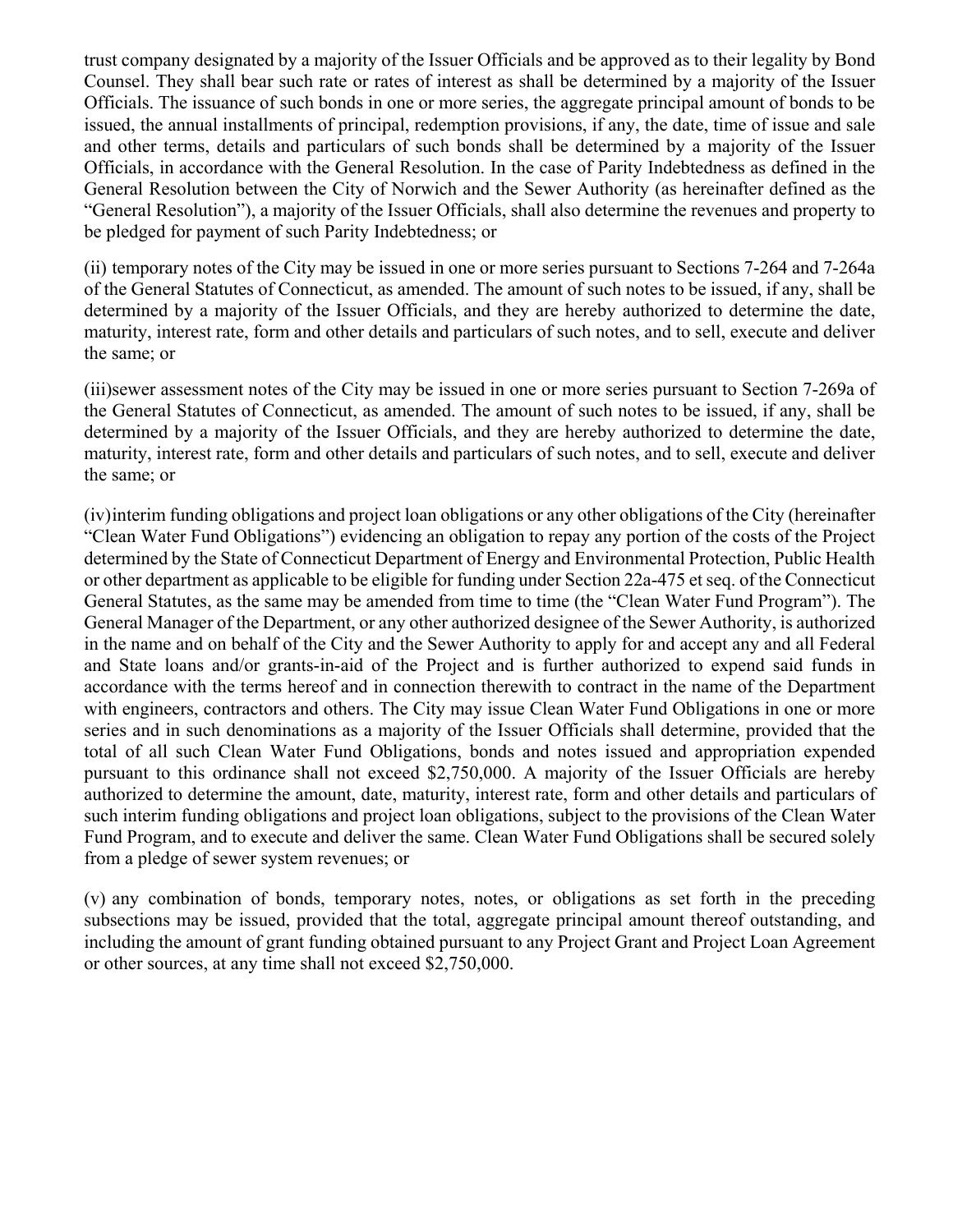trust company designated by a majority of the Issuer Officials and be approved as to their legality by Bond Counsel. They shall bear such rate or rates of interest as shall be determined by a majority of the Issuer Officials. The issuance of such bonds in one or more series, the aggregate principal amount of bonds to be issued, the annual installments of principal, redemption provisions, if any, the date, time of issue and sale and other terms, details and particulars of such bonds shall be determined by a majority of the Issuer Officials, in accordance with the General Resolution. In the case of Parity Indebtedness as defined in the General Resolution between the City of Norwich and the Sewer Authority (as hereinafter defined as the "General Resolution"), a majority of the Issuer Officials, shall also determine the revenues and property to be pledged for payment of such Parity Indebtedness; or

(ii) temporary notes of the City may be issued in one or more series pursuant to Sections 7-264 and 7-264a of the General Statutes of Connecticut, as amended. The amount of such notes to be issued, if any, shall be determined by a majority of the Issuer Officials, and they are hereby authorized to determine the date, maturity, interest rate, form and other details and particulars of such notes, and to sell, execute and deliver the same; or

(iii)sewer assessment notes of the City may be issued in one or more series pursuant to Section 7-269a of the General Statutes of Connecticut, as amended. The amount of such notes to be issued, if any, shall be determined by a majority of the Issuer Officials, and they are hereby authorized to determine the date, maturity, interest rate, form and other details and particulars of such notes, and to sell, execute and deliver the same; or

(iv)interim funding obligations and project loan obligations or any other obligations of the City (hereinafter "Clean Water Fund Obligations") evidencing an obligation to repay any portion of the costs of the Project determined by the State of Connecticut Department of Energy and Environmental Protection, Public Health or other department as applicable to be eligible for funding under Section 22a-475 et seq. of the Connecticut General Statutes, as the same may be amended from time to time (the "Clean Water Fund Program"). The General Manager of the Department, or any other authorized designee of the Sewer Authority, is authorized in the name and on behalf of the City and the Sewer Authority to apply for and accept any and all Federal and State loans and/or grants-in-aid of the Project and is further authorized to expend said funds in accordance with the terms hereof and in connection therewith to contract in the name of the Department with engineers, contractors and others. The City may issue Clean Water Fund Obligations in one or more series and in such denominations as a majority of the Issuer Officials shall determine, provided that the total of all such Clean Water Fund Obligations, bonds and notes issued and appropriation expended pursuant to this ordinance shall not exceed $2,750,000. A majority of the Issuer Officials are hereby authorized to determine the amount, date, maturity, interest rate, form and other details and particulars of such interim funding obligations and project loan obligations, subject to the provisions of the Clean Water Fund Program, and to execute and deliver the same. Clean Water Fund Obligations shall be secured solely from a pledge of sewer system revenues; or

(v) any combination of bonds, temporary notes, notes, or obligations as set forth in the preceding subsections may be issued, provided that the total, aggregate principal amount thereof outstanding, and including the amount of grant funding obtained pursuant to any Project Grant and Project Loan Agreement or other sources, at any time shall not exceed $2,750,000.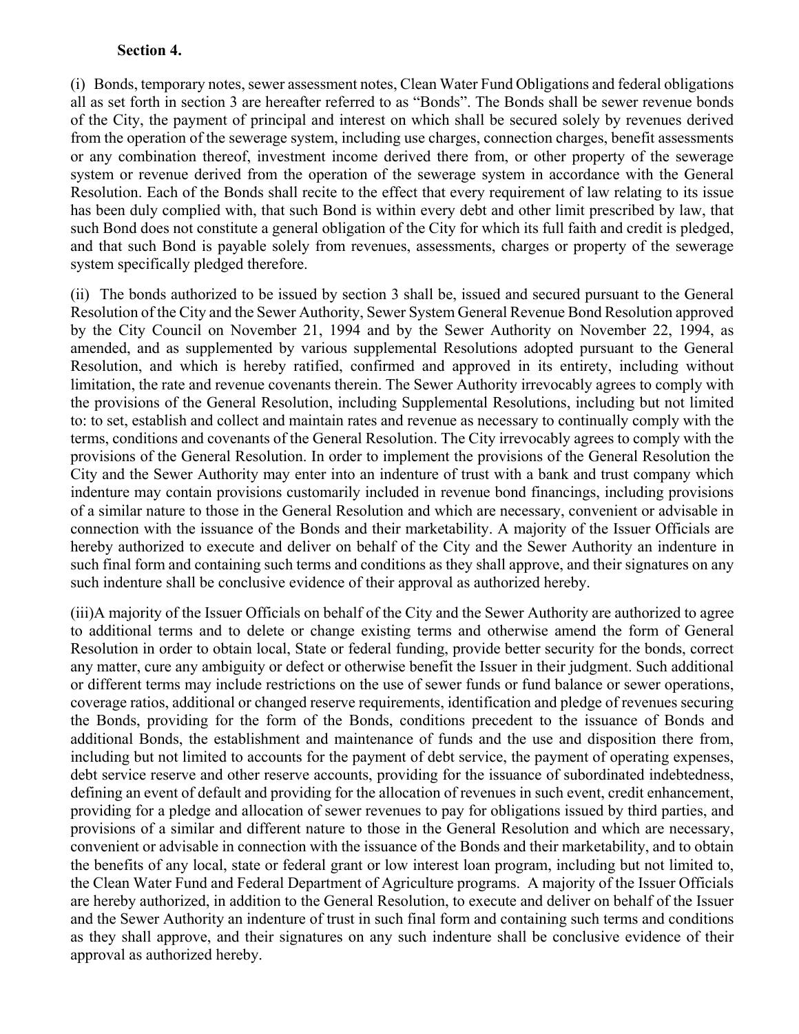**Section 4.**

(i) Bonds, temporary notes, sewer assessment notes, Clean Water Fund Obligations and federal obligations all as set forth in section 3 are hereafter referred to as "Bonds". The Bonds shall be sewer revenue bonds of the City, the payment of principal and interest on which shall be secured solely by revenues derived from the operation of the sewerage system, including use charges, connection charges, benefit assessments or any combination thereof, investment income derived there from, or other property of the sewerage system or revenue derived from the operation of the sewerage system in accordance with the General Resolution. Each of the Bonds shall recite to the effect that every requirement of law relating to its issue has been duly complied with, that such Bond is within every debt and other limit prescribed by law, that such Bond does not constitute a general obligation of the City for which its full faith and credit is pledged, and that such Bond is payable solely from revenues, assessments, charges or property of the sewerage system specifically pledged therefore.

(ii) The bonds authorized to be issued by section 3 shall be, issued and secured pursuant to the General Resolution of the City and the Sewer Authority, Sewer System General Revenue Bond Resolution approved by the City Council on November 21, 1994 and by the Sewer Authority on November 22, 1994, as amended, and as supplemented by various supplemental Resolutions adopted pursuant to the General Resolution, and which is hereby ratified, confirmed and approved in its entirety, including without limitation, the rate and revenue covenants therein. The Sewer Authority irrevocably agrees to comply with the provisions of the General Resolution, including Supplemental Resolutions, including but not limited to: to set, establish and collect and maintain rates and revenue as necessary to continually comply with the terms, conditions and covenants of the General Resolution. The City irrevocably agrees to comply with the provisions of the General Resolution. In order to implement the provisions of the General Resolution the City and the Sewer Authority may enter into an indenture of trust with a bank and trust company which indenture may contain provisions customarily included in revenue bond financings, including provisions of a similar nature to those in the General Resolution and which are necessary, convenient or advisable in connection with the issuance of the Bonds and their marketability. A majority of the Issuer Officials are hereby authorized to execute and deliver on behalf of the City and the Sewer Authority an indenture in such final form and containing such terms and conditions as they shall approve, and their signatures on any such indenture shall be conclusive evidence of their approval as authorized hereby.

(iii)A majority of the Issuer Officials on behalf of the City and the Sewer Authority are authorized to agree to additional terms and to delete or change existing terms and otherwise amend the form of General Resolution in order to obtain local, State or federal funding, provide better security for the bonds, correct any matter, cure any ambiguity or defect or otherwise benefit the Issuer in their judgment. Such additional or different terms may include restrictions on the use of sewer funds or fund balance or sewer operations, coverage ratios, additional or changed reserve requirements, identification and pledge of revenues securing the Bonds, providing for the form of the Bonds, conditions precedent to the issuance of Bonds and additional Bonds, the establishment and maintenance of funds and the use and disposition there from, including but not limited to accounts for the payment of debt service, the payment of operating expenses, debt service reserve and other reserve accounts, providing for the issuance of subordinated indebtedness, defining an event of default and providing for the allocation of revenues in such event, credit enhancement, providing for a pledge and allocation of sewer revenues to pay for obligations issued by third parties, and provisions of a similar and different nature to those in the General Resolution and which are necessary, convenient or advisable in connection with the issuance of the Bonds and their marketability, and to obtain the benefits of any local, state or federal grant or low interest loan program, including but not limited to, the Clean Water Fund and Federal Department of Agriculture programs. A majority of the Issuer Officials are hereby authorized, in addition to the General Resolution, to execute and deliver on behalf of the Issuer and the Sewer Authority an indenture of trust in such final form and containing such terms and conditions as they shall approve, and their signatures on any such indenture shall be conclusive evidence of their approval as authorized hereby.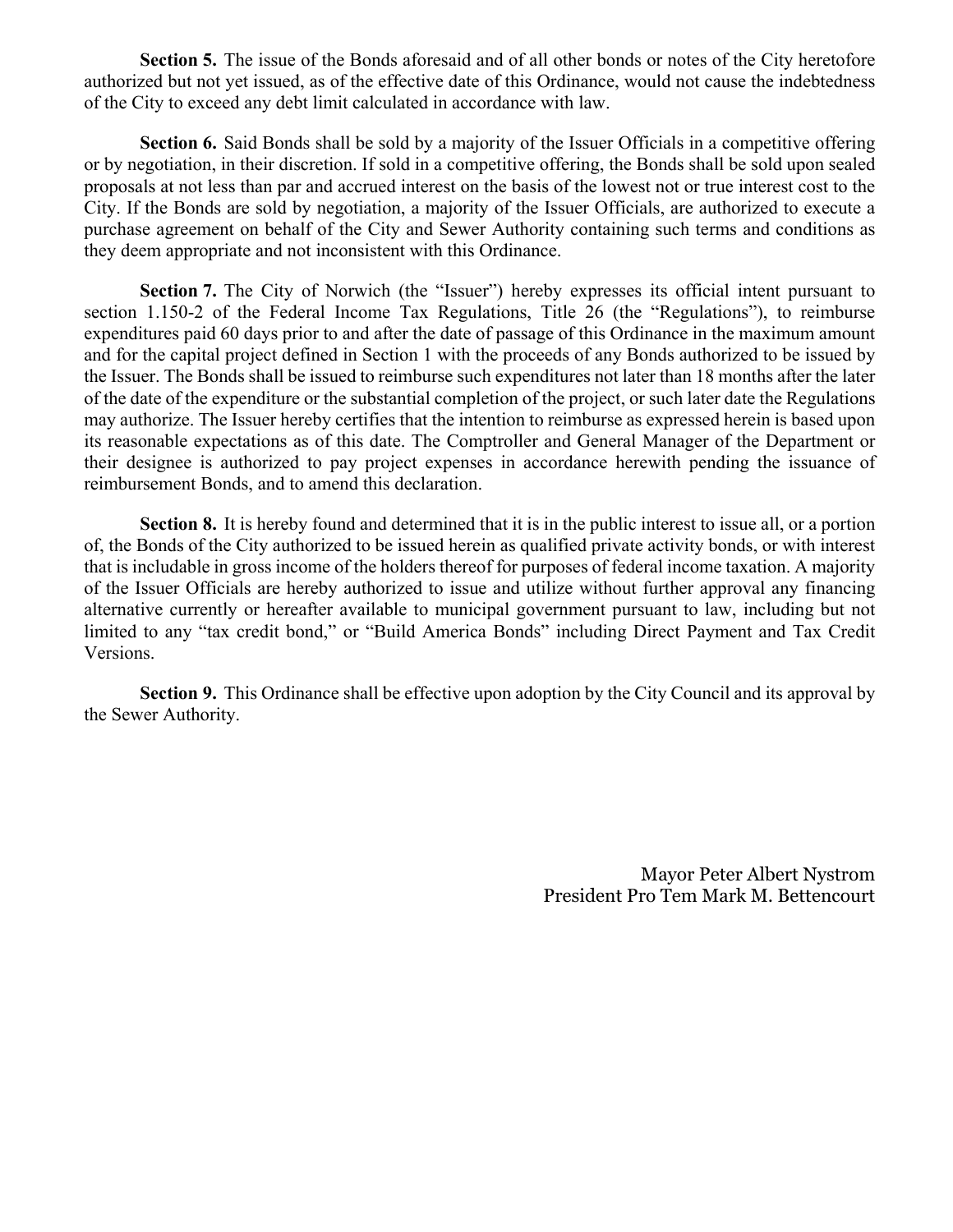**Section 5.** The issue of the Bonds aforesaid and of all other bonds or notes of the City heretofore authorized but not yet issued, as of the effective date of this Ordinance, would not cause the indebtedness of the City to exceed any debt limit calculated in accordance with law.

**Section 6.** Said Bonds shall be sold by a majority of the Issuer Officials in a competitive offering or by negotiation, in their discretion. If sold in a competitive offering, the Bonds shall be sold upon sealed proposals at not less than par and accrued interest on the basis of the lowest not or true interest cost to the City. If the Bonds are sold by negotiation, a majority of the Issuer Officials, are authorized to execute a purchase agreement on behalf of the City and Sewer Authority containing such terms and conditions as they deem appropriate and not inconsistent with this Ordinance.

**Section 7.** The City of Norwich (the "Issuer") hereby expresses its official intent pursuant to section 1.150-2 of the Federal Income Tax Regulations, Title 26 (the "Regulations"), to reimburse expenditures paid 60 days prior to and after the date of passage of this Ordinance in the maximum amount and for the capital project defined in Section 1 with the proceeds of any Bonds authorized to be issued by the Issuer. The Bonds shall be issued to reimburse such expenditures not later than 18 months after the later of the date of the expenditure or the substantial completion of the project, or such later date the Regulations may authorize. The Issuer hereby certifies that the intention to reimburse as expressed herein is based upon its reasonable expectations as of this date. The Comptroller and General Manager of the Department or their designee is authorized to pay project expenses in accordance herewith pending the issuance of reimbursement Bonds, and to amend this declaration.

**Section 8.** It is hereby found and determined that it is in the public interest to issue all, or a portion of, the Bonds of the City authorized to be issued herein as qualified private activity bonds, or with interest that is includable in gross income of the holders thereof for purposes of federal income taxation. A majority of the Issuer Officials are hereby authorized to issue and utilize without further approval any financing alternative currently or hereafter available to municipal government pursuant to law, including but not limited to any "tax credit bond," or "Build America Bonds" including Direct Payment and Tax Credit Versions.

**Section 9.** This Ordinance shall be effective upon adoption by the City Council and its approval by the Sewer Authority.

Mayor Peter Albert Nystrom
President Pro Tem Mark M. Bettencourt